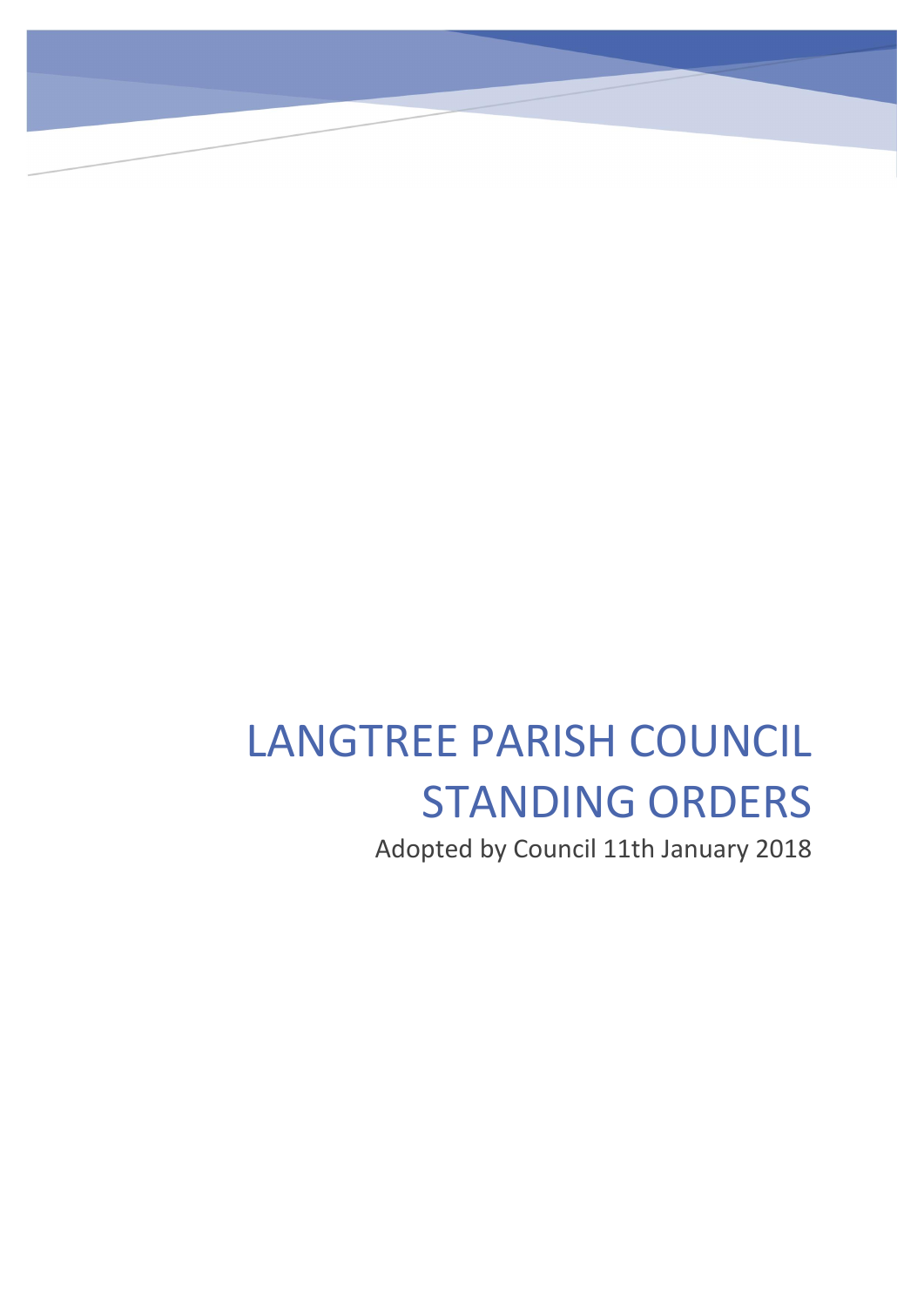# LANGTREE PARISH COUNCIL STANDING ORDERS

Adopted by Council 11th January 2018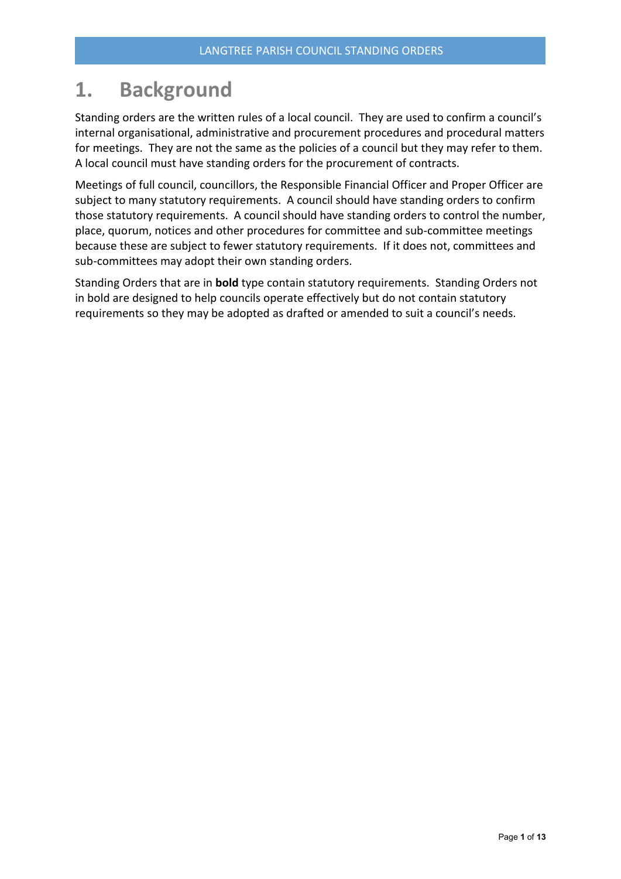# 1. Background

Standing orders are the written rules of a local council. They are used to confirm a council's internal organisational, administrative and procurement procedures and procedural matters for meetings. They are not the same as the policies of a council but they may refer to them. A local council must have standing orders for the procurement of contracts.

Meetings of full council, councillors, the Responsible Financial Officer and Proper Officer are subject to many statutory requirements. A council should have standing orders to confirm those statutory requirements. A council should have standing orders to control the number, place, quorum, notices and other procedures for committee and sub-committee meetings because these are subject to fewer statutory requirements. If it does not, committees and sub-committees may adopt their own standing orders.

Standing Orders that are in **bold** type contain statutory requirements. Standing Orders not in bold are designed to help councils operate effectively but do not contain statutory requirements so they may be adopted as drafted or amended to suit a council's needs.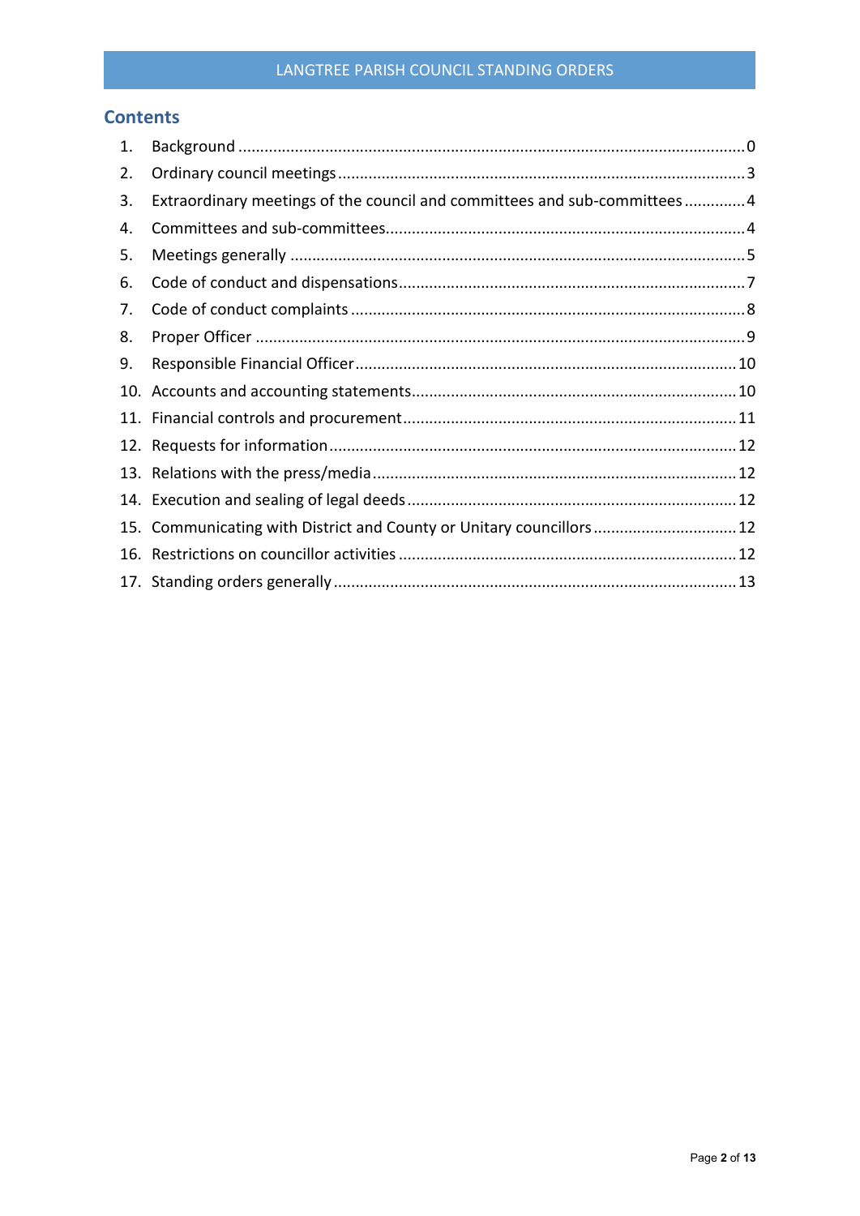## Contents

1. Background ........................................................................................................................ 0
2. Ordinary council meetings ................................................................................................ 3
3. Extraordinary meetings of the council and committees and sub-committees ............. 4
4. Committees and sub-committees ..................................................................................... 4
5. Meetings generally ............................................................................................................ 5
6. Code of conduct and dispensations ................................................................................... 7
7. Code of conduct complaints .............................................................................................. 8
8. Proper Officer .................................................................................................................... 9
9. Responsible Financial Officer .......................................................................................... 10
10. Accounts and accounting statements ............................................................................ 10
11. Financial controls and procurement .............................................................................. 11
12. Requests for information ................................................................................................ 12
13. Relations with the press/media ..................................................................................... 12
14. Execution and sealing of legal deeds ............................................................................. 12
15. Communicating with District and County or Unitary councillors ................................. 12
16. Restrictions on councillor activities ................................................................................ 12
17. Standing orders generally .............................................................................................. 13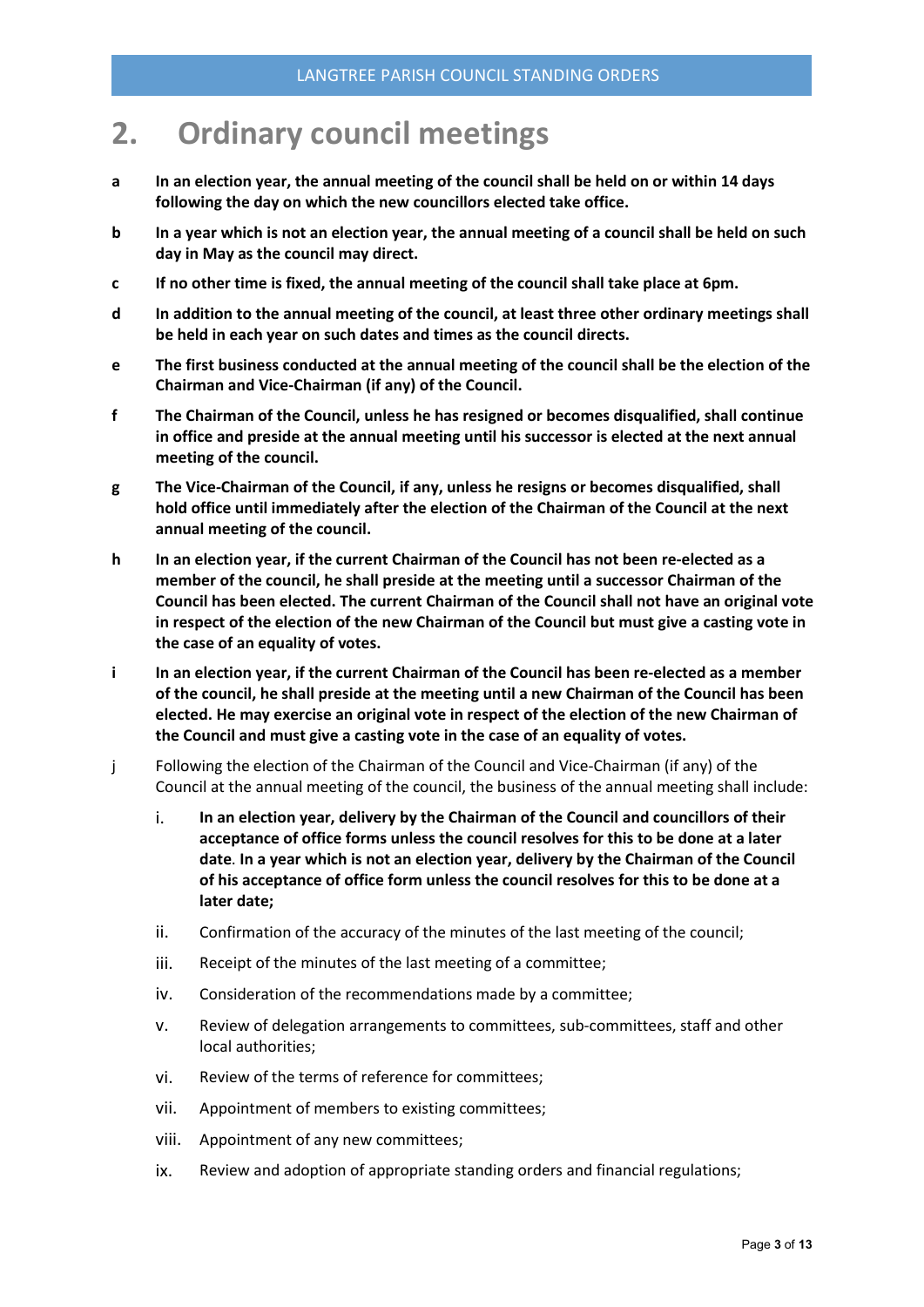# 2. Ordinary council meetings

a **In an election year, the annual meeting of the council shall be held on or within 14 days following the day on which the new councillors elected take office.**

b **In a year which is not an election year, the annual meeting of a council shall be held on such day in May as the council may direct.**

c **If no other time is fixed, the annual meeting of the council shall take place at 6pm.**

d **In addition to the annual meeting of the council, at least three other ordinary meetings shall be held in each year on such dates and times as the council directs.**

e **The first business conducted at the annual meeting of the council shall be the election of the Chairman and Vice-Chairman (if any) of the Council.**

f **The Chairman of the Council, unless he has resigned or becomes disqualified, shall continue in office and preside at the annual meeting until his successor is elected at the next annual meeting of the council.**

g **The Vice-Chairman of the Council, if any, unless he resigns or becomes disqualified, shall hold office until immediately after the election of the Chairman of the Council at the next annual meeting of the council.**

h **In an election year, if the current Chairman of the Council has not been re-elected as a member of the council, he shall preside at the meeting until a successor Chairman of the Council has been elected. The current Chairman of the Council shall not have an original vote in respect of the election of the new Chairman of the Council but must give a casting vote in the case of an equality of votes.**

i **In an election year, if the current Chairman of the Council has been re-elected as a member of the council, he shall preside at the meeting until a new Chairman of the Council has been elected. He may exercise an original vote in respect of the election of the new Chairman of the Council and must give a casting vote in the case of an equality of votes.**

j Following the election of the Chairman of the Council and Vice-Chairman (if any) of the Council at the annual meeting of the council, the business of the annual meeting shall include:

i. **In an election year, delivery by the Chairman of the Council and councillors of their acceptance of office forms unless the council resolves for this to be done at a later date**. **In a year which is not an election year, delivery by the Chairman of the Council of his acceptance of office form unless the council resolves for this to be done at a later date;**

ii. Confirmation of the accuracy of the minutes of the last meeting of the council;

iii. Receipt of the minutes of the last meeting of a committee;

iv. Consideration of the recommendations made by a committee;

v. Review of delegation arrangements to committees, sub-committees, staff and other local authorities;

vi. Review of the terms of reference for committees;

vii. Appointment of members to existing committees;

viii. Appointment of any new committees;

ix. Review and adoption of appropriate standing orders and financial regulations;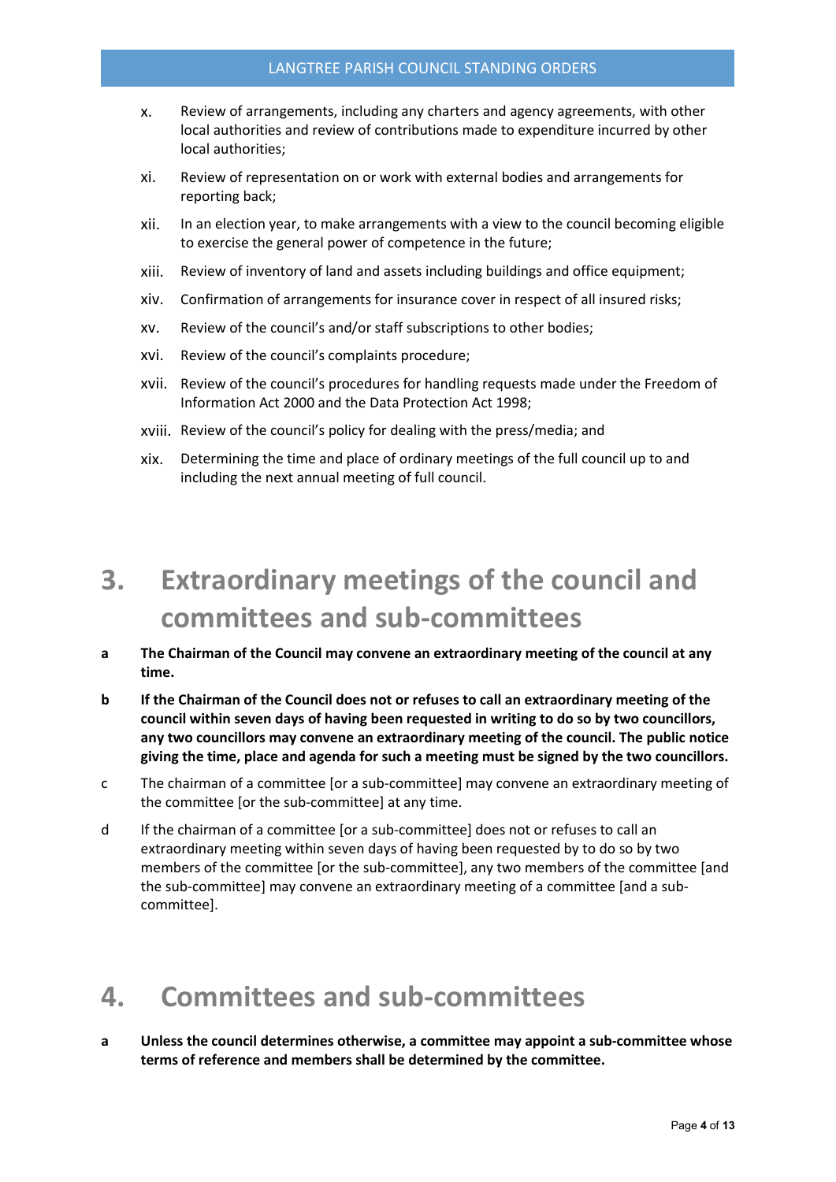x. Review of arrangements, including any charters and agency agreements, with other local authorities and review of contributions made to expenditure incurred by other local authorities;

xi. Review of representation on or work with external bodies and arrangements for reporting back;

xii. In an election year, to make arrangements with a view to the council becoming eligible to exercise the general power of competence in the future;

xiii. Review of inventory of land and assets including buildings and office equipment;

xiv. Confirmation of arrangements for insurance cover in respect of all insured risks;

xv. Review of the council's and/or staff subscriptions to other bodies;

xvi. Review of the council's complaints procedure;

xvii. Review of the council's procedures for handling requests made under the Freedom of Information Act 2000 and the Data Protection Act 1998;

xviii. Review of the council's policy for dealing with the press/media; and

xix. Determining the time and place of ordinary meetings of the full council up to and including the next annual meeting of full council.

# 3. Extraordinary meetings of the council and committees and sub-committees

a **The Chairman of the Council may convene an extraordinary meeting of the council at any time.**

b **If the Chairman of the Council does not or refuses to call an extraordinary meeting of the council within seven days of having been requested in writing to do so by two councillors, any two councillors may convene an extraordinary meeting of the council. The public notice giving the time, place and agenda for such a meeting must be signed by the two councillors.**

c The chairman of a committee [or a sub-committee] may convene an extraordinary meeting of the committee [or the sub-committee] at any time.

d If the chairman of a committee [or a sub-committee] does not or refuses to call an extraordinary meeting within seven days of having been requested by to do so by two members of the committee [or the sub-committee], any two members of the committee [and the sub-committee] may convene an extraordinary meeting of a committee [and a sub-committee].

# 4. Committees and sub-committees

a **Unless the council determines otherwise, a committee may appoint a sub-committee whose terms of reference and members shall be determined by the committee.**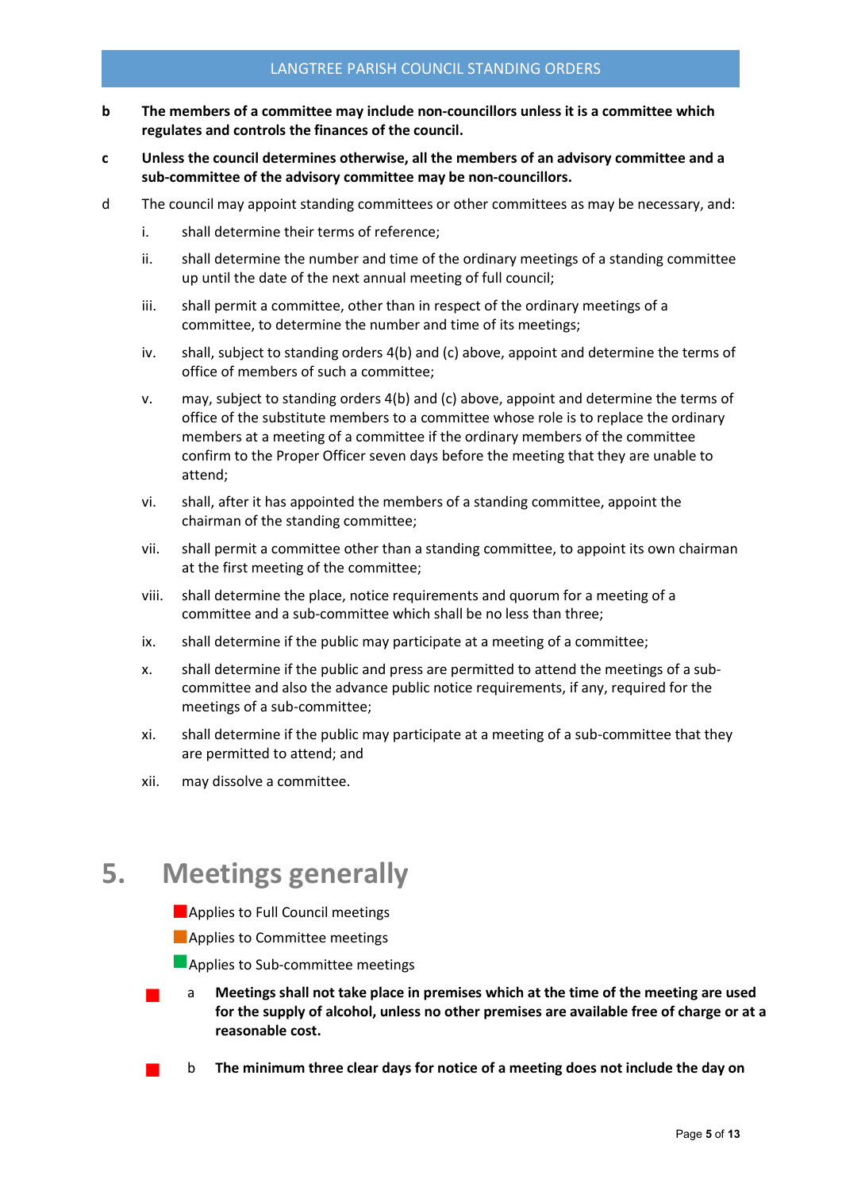**b** **The members of a committee may include non-councillors unless it is a committee which regulates and controls the finances of the council.**

**c** **Unless the council determines otherwise, all the members of an advisory committee and a sub-committee of the advisory committee may be non-councillors.**

d The council may appoint standing committees or other committees as may be necessary, and:

i. shall determine their terms of reference;

ii. shall determine the number and time of the ordinary meetings of a standing committee up until the date of the next annual meeting of full council;

iii. shall permit a committee, other than in respect of the ordinary meetings of a committee, to determine the number and time of its meetings;

iv. shall, subject to standing orders 4(b) and (c) above, appoint and determine the terms of office of members of such a committee;

v. may, subject to standing orders 4(b) and (c) above, appoint and determine the terms of office of the substitute members to a committee whose role is to replace the ordinary members at a meeting of a committee if the ordinary members of the committee confirm to the Proper Officer seven days before the meeting that they are unable to attend;

vi. shall, after it has appointed the members of a standing committee, appoint the chairman of the standing committee;

vii. shall permit a committee other than a standing committee, to appoint its own chairman at the first meeting of the committee;

viii. shall determine the place, notice requirements and quorum for a meeting of a committee and a sub-committee which shall be no less than three;

ix. shall determine if the public may participate at a meeting of a committee;

x. shall determine if the public and press are permitted to attend the meetings of a sub-committee and also the advance public notice requirements, if any, required for the meetings of a sub-committee;

xi. shall determine if the public may participate at a meeting of a sub-committee that they are permitted to attend; and

xii. may dissolve a committee.

# 5. Meetings generally

■ Applies to Full Council meetings

■ Applies to Committee meetings

■ Applies to Sub-committee meetings

■ a **Meetings shall not take place in premises which at the time of the meeting are used for the supply of alcohol, unless no other premises are available free of charge or at a reasonable cost.**

■ b **The minimum three clear days for notice of a meeting does not include the day on**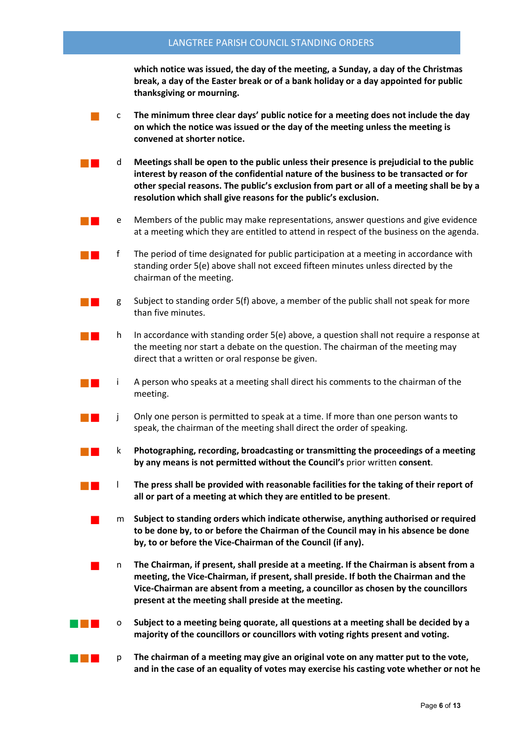**which notice was issued, the day of the meeting, a Sunday, a day of the Christmas break, a day of the Easter break or of a bank holiday or a day appointed for public thanksgiving or mourning.**

c **The minimum three clear days' public notice for a meeting does not include the day on which the notice was issued or the day of the meeting unless the meeting is convened at shorter notice.**

d **Meetings shall be open to the public unless their presence is prejudicial to the public interest by reason of the confidential nature of the business to be transacted or for other special reasons. The public's exclusion from part or all of a meeting shall be by a resolution which shall give reasons for the public's exclusion.**

e Members of the public may make representations, answer questions and give evidence at a meeting which they are entitled to attend in respect of the business on the agenda.

f The period of time designated for public participation at a meeting in accordance with standing order 5(e) above shall not exceed fifteen minutes unless directed by the chairman of the meeting.

g Subject to standing order 5(f) above, a member of the public shall not speak for more than five minutes.

h In accordance with standing order 5(e) above, a question shall not require a response at the meeting nor start a debate on the question. The chairman of the meeting may direct that a written or oral response be given.

i A person who speaks at a meeting shall direct his comments to the chairman of the meeting.

j Only one person is permitted to speak at a time. If more than one person wants to speak, the chairman of the meeting shall direct the order of speaking.

k **Photographing, recording, broadcasting or transmitting the proceedings of a meeting by any means is not permitted without the Council's** prior written **consent**.

l **The press shall be provided with reasonable facilities for the taking of their report of all or part of a meeting at which they are entitled to be present**.

m **Subject to standing orders which indicate otherwise, anything authorised or required to be done by, to or before the Chairman of the Council may in his absence be done by, to or before the Vice-Chairman of the Council (if any).**

n **The Chairman, if present, shall preside at a meeting. If the Chairman is absent from a meeting, the Vice-Chairman, if present, shall preside. If both the Chairman and the Vice-Chairman are absent from a meeting, a councillor as chosen by the councillors present at the meeting shall preside at the meeting.**

o **Subject to a meeting being quorate, all questions at a meeting shall be decided by a majority of the councillors or councillors with voting rights present and voting.**

p **The chairman of a meeting may give an original vote on any matter put to the vote, and in the case of an equality of votes may exercise his casting vote whether or not he**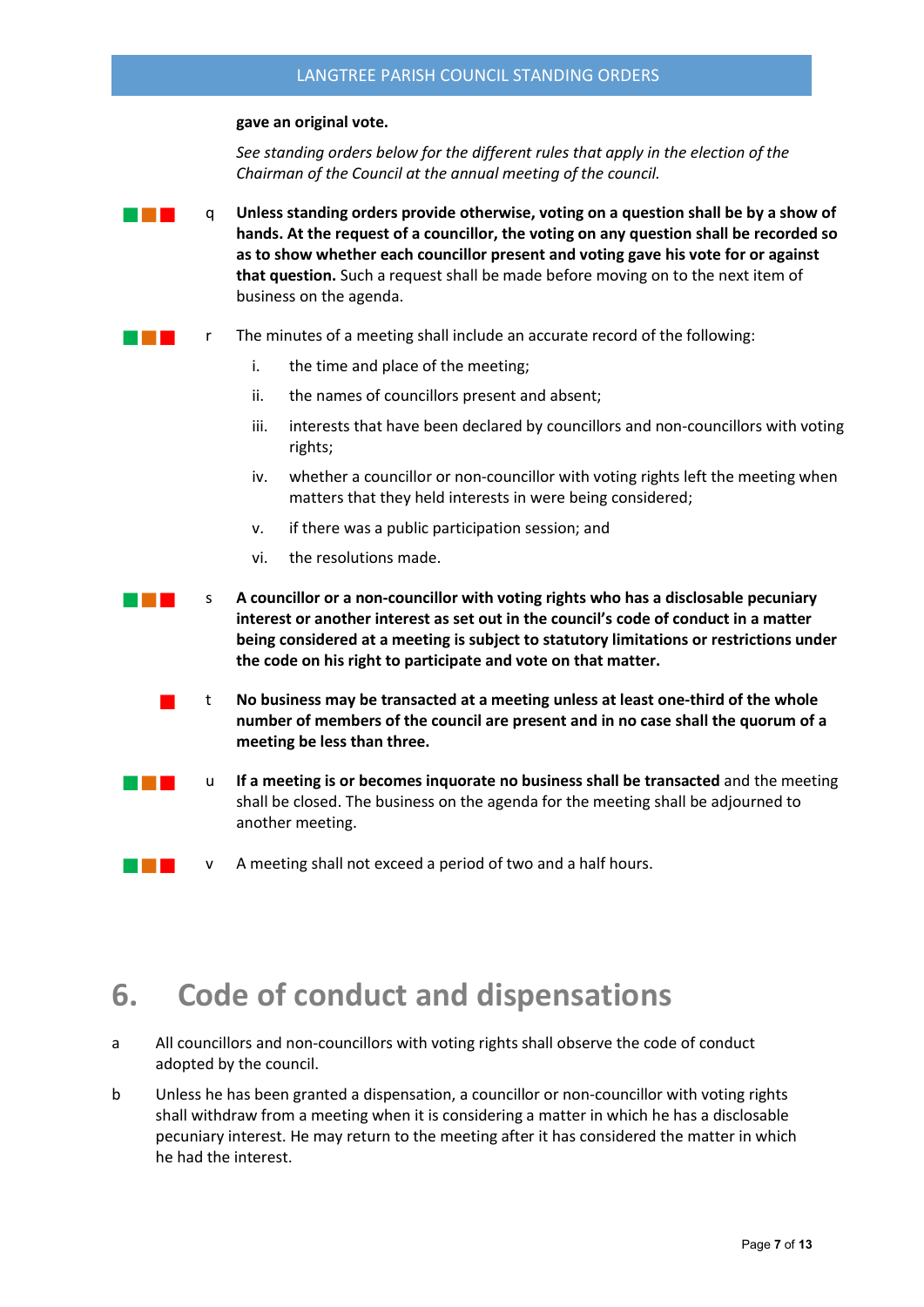**gave an original vote.**

*See standing orders below for the different rules that apply in the election of the Chairman of the Council at the annual meeting of the council.*

q **Unless standing orders provide otherwise, voting on a question shall be by a show of hands. At the request of a councillor, the voting on any question shall be recorded so as to show whether each councillor present and voting gave his vote for or against that question.** Such a request shall be made before moving on to the next item of business on the agenda.

r The minutes of a meeting shall include an accurate record of the following:

i. the time and place of the meeting;

ii. the names of councillors present and absent;

iii. interests that have been declared by councillors and non-councillors with voting rights;

iv. whether a councillor or non-councillor with voting rights left the meeting when matters that they held interests in were being considered;

v. if there was a public participation session; and

vi. the resolutions made.

s **A councillor or a non-councillor with voting rights who has a disclosable pecuniary interest or another interest as set out in the council's code of conduct in a matter being considered at a meeting is subject to statutory limitations or restrictions under the code on his right to participate and vote on that matter.**

t **No business may be transacted at a meeting unless at least one-third of the whole number of members of the council are present and in no case shall the quorum of a meeting be less than three.**

u **If a meeting is or becomes inquorate no business shall be transacted** and the meeting shall be closed. The business on the agenda for the meeting shall be adjourned to another meeting.

v A meeting shall not exceed a period of two and a half hours.

# 6. Code of conduct and dispensations

a All councillors and non-councillors with voting rights shall observe the code of conduct adopted by the council.

b Unless he has been granted a dispensation, a councillor or non-councillor with voting rights shall withdraw from a meeting when it is considering a matter in which he has a disclosable pecuniary interest. He may return to the meeting after it has considered the matter in which he had the interest.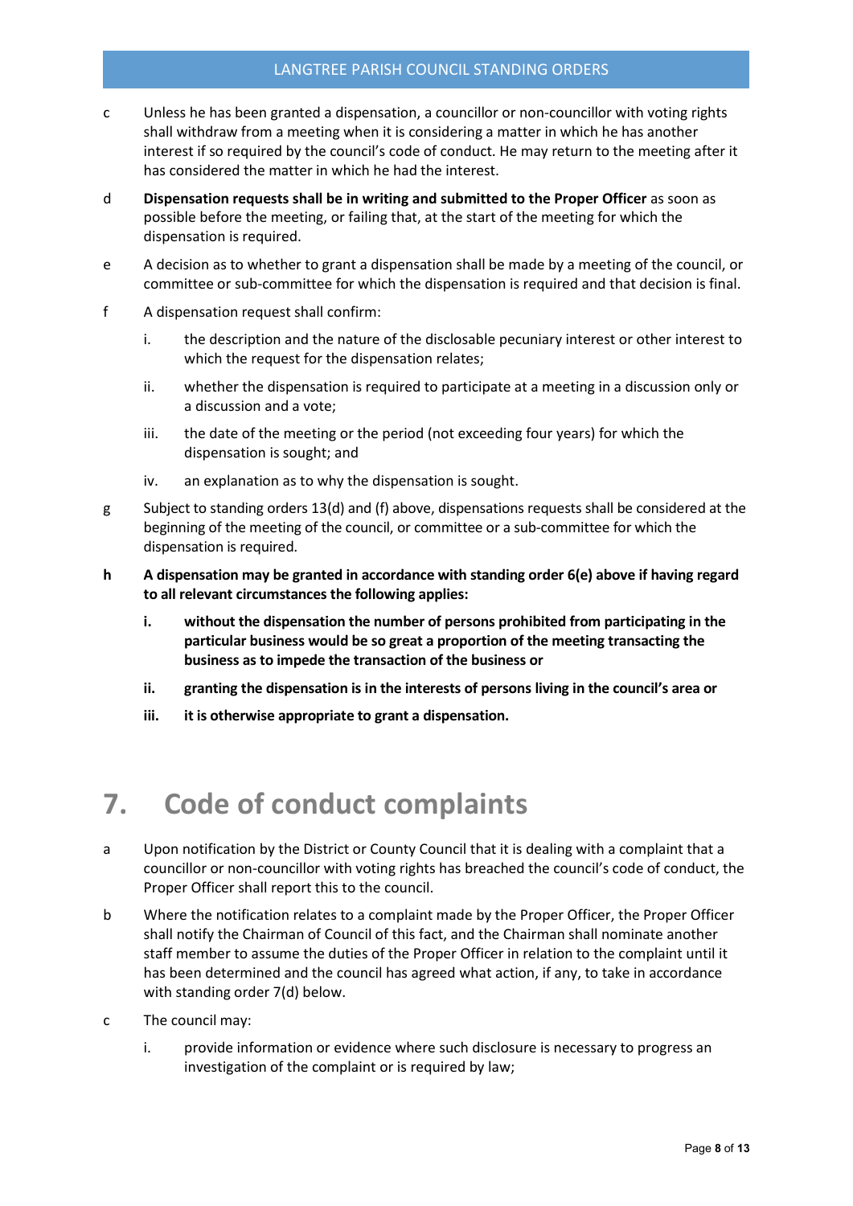c Unless he has been granted a dispensation, a councillor or non-councillor with voting rights shall withdraw from a meeting when it is considering a matter in which he has another interest if so required by the council's code of conduct. He may return to the meeting after it has considered the matter in which he had the interest.

d **Dispensation requests shall be in writing and submitted to the Proper Officer** as soon as possible before the meeting, or failing that, at the start of the meeting for which the dispensation is required.

e A decision as to whether to grant a dispensation shall be made by a meeting of the council, or committee or sub-committee for which the dispensation is required and that decision is final.

f A dispensation request shall confirm:

i. the description and the nature of the disclosable pecuniary interest or other interest to which the request for the dispensation relates;

ii. whether the dispensation is required to participate at a meeting in a discussion only or a discussion and a vote;

iii. the date of the meeting or the period (not exceeding four years) for which the dispensation is sought; and

iv. an explanation as to why the dispensation is sought.

g Subject to standing orders 13(d) and (f) above, dispensations requests shall be considered at the beginning of the meeting of the council, or committee or a sub-committee for which the dispensation is required.

**h A dispensation may be granted in accordance with standing order 6(e) above if having regard to all relevant circumstances the following applies:**

**i. without the dispensation the number of persons prohibited from participating in the particular business would be so great a proportion of the meeting transacting the business as to impede the transaction of the business or**

**ii. granting the dispensation is in the interests of persons living in the council's area or**

**iii. it is otherwise appropriate to grant a dispensation.**

# 7. Code of conduct complaints

a Upon notification by the District or County Council that it is dealing with a complaint that a councillor or non-councillor with voting rights has breached the council's code of conduct, the Proper Officer shall report this to the council.

b Where the notification relates to a complaint made by the Proper Officer, the Proper Officer shall notify the Chairman of Council of this fact, and the Chairman shall nominate another staff member to assume the duties of the Proper Officer in relation to the complaint until it has been determined and the council has agreed what action, if any, to take in accordance with standing order 7(d) below.

c The council may:

i. provide information or evidence where such disclosure is necessary to progress an investigation of the complaint or is required by law;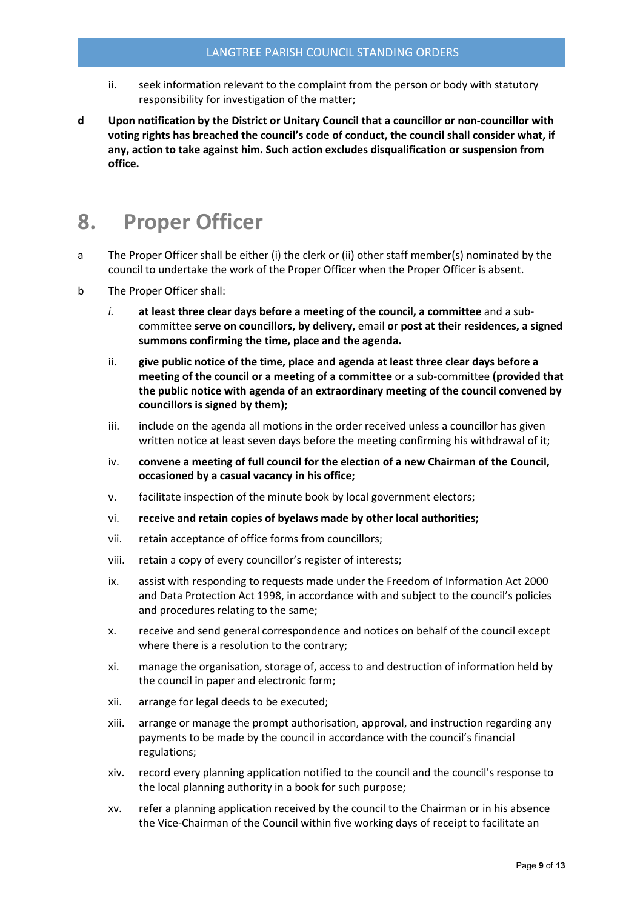ii. seek information relevant to the complaint from the person or body with statutory responsibility for investigation of the matter;

**d** **Upon notification by the District or Unitary Council that a councillor or non-councillor with voting rights has breached the council's code of conduct, the council shall consider what, if any, action to take against him. Such action excludes disqualification or suspension from office.**

# 8. Proper Officer

a The Proper Officer shall be either (i) the clerk or (ii) other staff member(s) nominated by the council to undertake the work of the Proper Officer when the Proper Officer is absent.

b The Proper Officer shall:

*i.* **at least three clear days before a meeting of the council, a committee** and a sub-committee **serve on councillors, by delivery,** email **or post at their residences, a signed summons confirming the time, place and the agenda.**

ii. **give public notice of the time, place and agenda at least three clear days before a meeting of the council or a meeting of a committee** or a sub-committee **(provided that the public notice with agenda of an extraordinary meeting of the council convened by councillors is signed by them);**

iii. include on the agenda all motions in the order received unless a councillor has given written notice at least seven days before the meeting confirming his withdrawal of it;

iv. **convene a meeting of full council for the election of a new Chairman of the Council, occasioned by a casual vacancy in his office;**

v. facilitate inspection of the minute book by local government electors;

vi. **receive and retain copies of byelaws made by other local authorities;**

vii. retain acceptance of office forms from councillors;

viii. retain a copy of every councillor's register of interests;

ix. assist with responding to requests made under the Freedom of Information Act 2000 and Data Protection Act 1998, in accordance with and subject to the council's policies and procedures relating to the same;

x. receive and send general correspondence and notices on behalf of the council except where there is a resolution to the contrary;

xi. manage the organisation, storage of, access to and destruction of information held by the council in paper and electronic form;

xii. arrange for legal deeds to be executed;

xiii. arrange or manage the prompt authorisation, approval, and instruction regarding any payments to be made by the council in accordance with the council's financial regulations;

xiv. record every planning application notified to the council and the council's response to the local planning authority in a book for such purpose;

xv. refer a planning application received by the council to the Chairman or in his absence the Vice-Chairman of the Council within five working days of receipt to facilitate an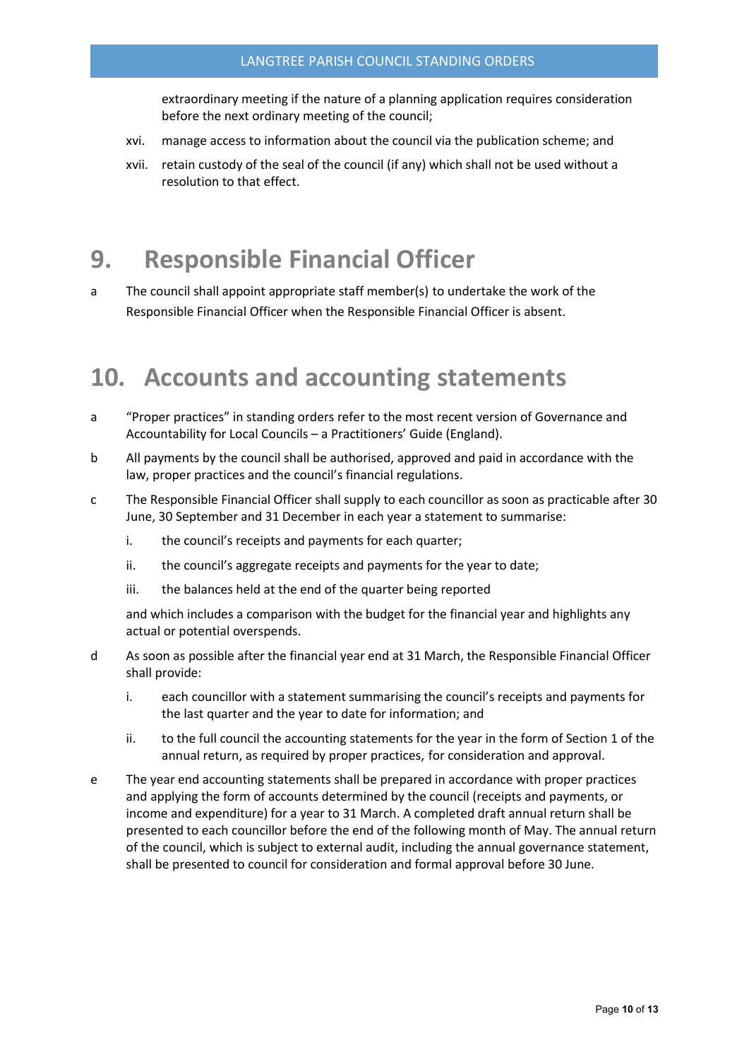extraordinary meeting if the nature of a planning application requires consideration before the next ordinary meeting of the council;

xvi. manage access to information about the council via the publication scheme; and

xvii. retain custody of the seal of the council (if any) which shall not be used without a resolution to that effect.

# 9. Responsible Financial Officer

a The council shall appoint appropriate staff member(s) to undertake the work of the Responsible Financial Officer when the Responsible Financial Officer is absent.

# 10. Accounts and accounting statements

a "Proper practices" in standing orders refer to the most recent version of Governance and Accountability for Local Councils – a Practitioners' Guide (England).

b All payments by the council shall be authorised, approved and paid in accordance with the law, proper practices and the council's financial regulations.

c The Responsible Financial Officer shall supply to each councillor as soon as practicable after 30 June, 30 September and 31 December in each year a statement to summarise:

i. the council's receipts and payments for each quarter;

ii. the council's aggregate receipts and payments for the year to date;

iii. the balances held at the end of the quarter being reported

and which includes a comparison with the budget for the financial year and highlights any actual or potential overspends.

d As soon as possible after the financial year end at 31 March, the Responsible Financial Officer shall provide:

i. each councillor with a statement summarising the council's receipts and payments for the last quarter and the year to date for information; and

ii. to the full council the accounting statements for the year in the form of Section 1 of the annual return, as required by proper practices, for consideration and approval.

e The year end accounting statements shall be prepared in accordance with proper practices and applying the form of accounts determined by the council (receipts and payments, or income and expenditure) for a year to 31 March. A completed draft annual return shall be presented to each councillor before the end of the following month of May. The annual return of the council, which is subject to external audit, including the annual governance statement, shall be presented to council for consideration and formal approval before 30 June.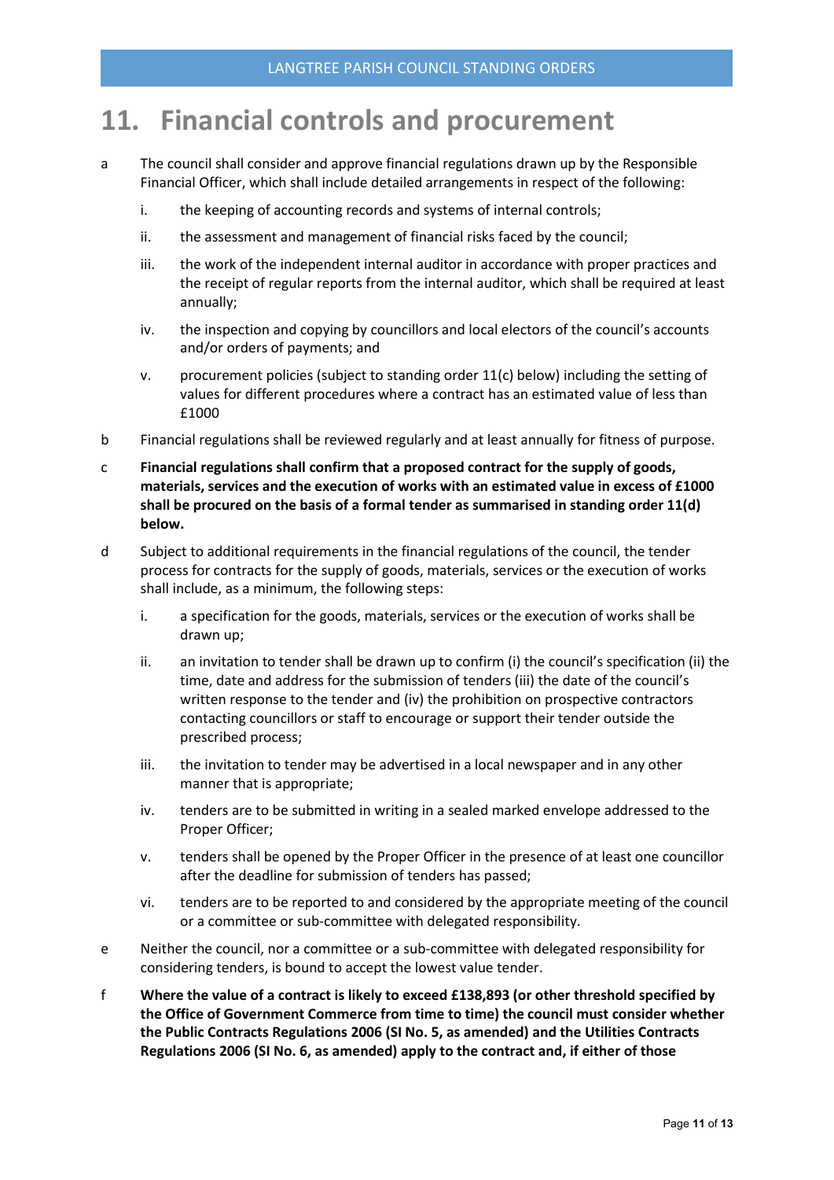# 11. Financial controls and procurement

a The council shall consider and approve financial regulations drawn up by the Responsible Financial Officer, which shall include detailed arrangements in respect of the following:

   i. the keeping of accounting records and systems of internal controls;

   ii. the assessment and management of financial risks faced by the council;

   iii. the work of the independent internal auditor in accordance with proper practices and the receipt of regular reports from the internal auditor, which shall be required at least annually;

   iv. the inspection and copying by councillors and local electors of the council's accounts and/or orders of payments; and

   v. procurement policies (subject to standing order 11(c) below) including the setting of values for different procedures where a contract has an estimated value of less than £1000

b Financial regulations shall be reviewed regularly and at least annually for fitness of purpose.

c **Financial regulations shall confirm that a proposed contract for the supply of goods, materials, services and the execution of works with an estimated value in excess of £1000 shall be procured on the basis of a formal tender as summarised in standing order 11(d) below.**

d Subject to additional requirements in the financial regulations of the council, the tender process for contracts for the supply of goods, materials, services or the execution of works shall include, as a minimum, the following steps:

   i. a specification for the goods, materials, services or the execution of works shall be drawn up;

   ii. an invitation to tender shall be drawn up to confirm (i) the council's specification (ii) the time, date and address for the submission of tenders (iii) the date of the council's written response to the tender and (iv) the prohibition on prospective contractors contacting councillors or staff to encourage or support their tender outside the prescribed process;

   iii. the invitation to tender may be advertised in a local newspaper and in any other manner that is appropriate;

   iv. tenders are to be submitted in writing in a sealed marked envelope addressed to the Proper Officer;

   v. tenders shall be opened by the Proper Officer in the presence of at least one councillor after the deadline for submission of tenders has passed;

   vi. tenders are to be reported to and considered by the appropriate meeting of the council or a committee or sub-committee with delegated responsibility.

e Neither the council, nor a committee or a sub-committee with delegated responsibility for considering tenders, is bound to accept the lowest value tender.

f **Where the value of a contract is likely to exceed £138,893 (or other threshold specified by the Office of Government Commerce from time to time) the council must consider whether the Public Contracts Regulations 2006 (SI No. 5, as amended) and the Utilities Contracts Regulations 2006 (SI No. 6, as amended) apply to the contract and, if either of those**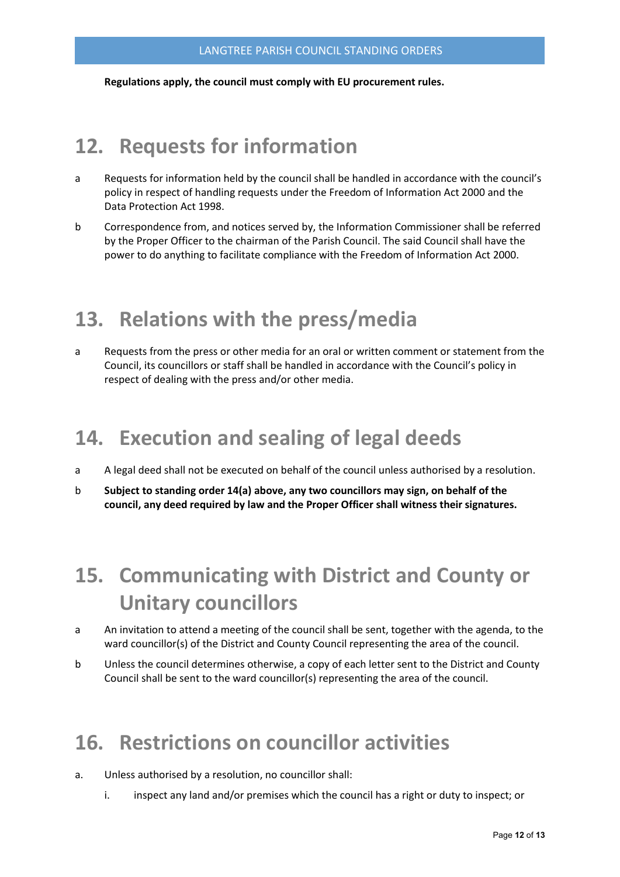**Regulations apply, the council must comply with EU procurement rules.**

## 12. Requests for information

a	Requests for information held by the council shall be handled in accordance with the council's policy in respect of handling requests under the Freedom of Information Act 2000 and the Data Protection Act 1998.

b	Correspondence from, and notices served by, the Information Commissioner shall be referred by the Proper Officer to the chairman of the Parish Council. The said Council shall have the power to do anything to facilitate compliance with the Freedom of Information Act 2000.

## 13. Relations with the press/media

a	Requests from the press or other media for an oral or written comment or statement from the Council, its councillors or staff shall be handled in accordance with the Council's policy in respect of dealing with the press and/or other media.

## 14. Execution and sealing of legal deeds

a	A legal deed shall not be executed on behalf of the council unless authorised by a resolution.

b	**Subject to standing order 14(a) above, any two councillors may sign, on behalf of the council, any deed required by law and the Proper Officer shall witness their signatures.**

## 15. Communicating with District and County or Unitary councillors

a	An invitation to attend a meeting of the council shall be sent, together with the agenda, to the ward councillor(s) of the District and County Council representing the area of the council.

b	Unless the council determines otherwise, a copy of each letter sent to the District and County Council shall be sent to the ward councillor(s) representing the area of the council.

## 16. Restrictions on councillor activities

a.	Unless authorised by a resolution, no councillor shall:

   i.	inspect any land and/or premises which the council has a right or duty to inspect; or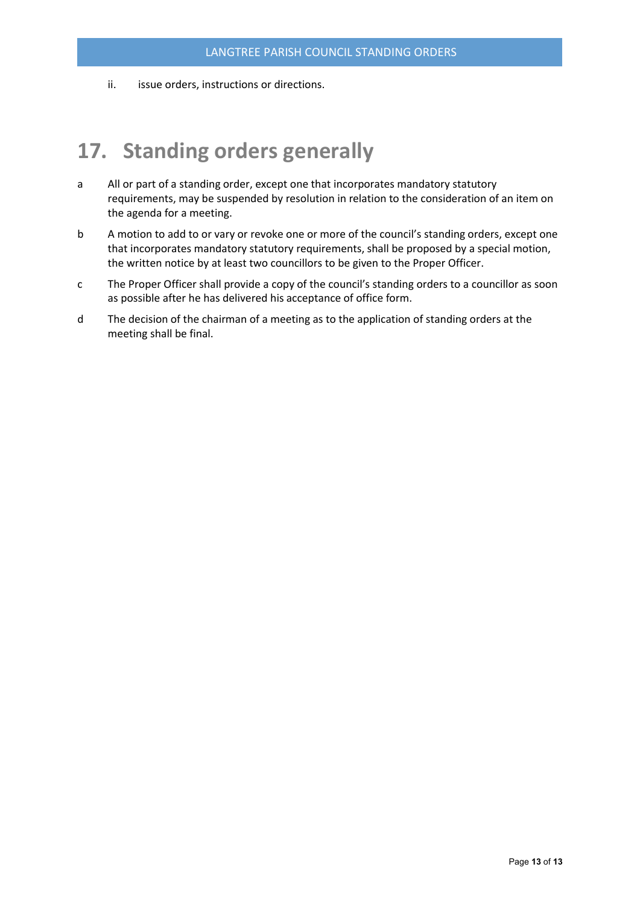ii. issue orders, instructions or directions.

# 17. Standing orders generally

a All or part of a standing order, except one that incorporates mandatory statutory requirements, may be suspended by resolution in relation to the consideration of an item on the agenda for a meeting.

b A motion to add to or vary or revoke one or more of the council's standing orders, except one that incorporates mandatory statutory requirements, shall be proposed by a special motion, the written notice by at least two councillors to be given to the Proper Officer.

c The Proper Officer shall provide a copy of the council's standing orders to a councillor as soon as possible after he has delivered his acceptance of office form.

d The decision of the chairman of a meeting as to the application of standing orders at the meeting shall be final.